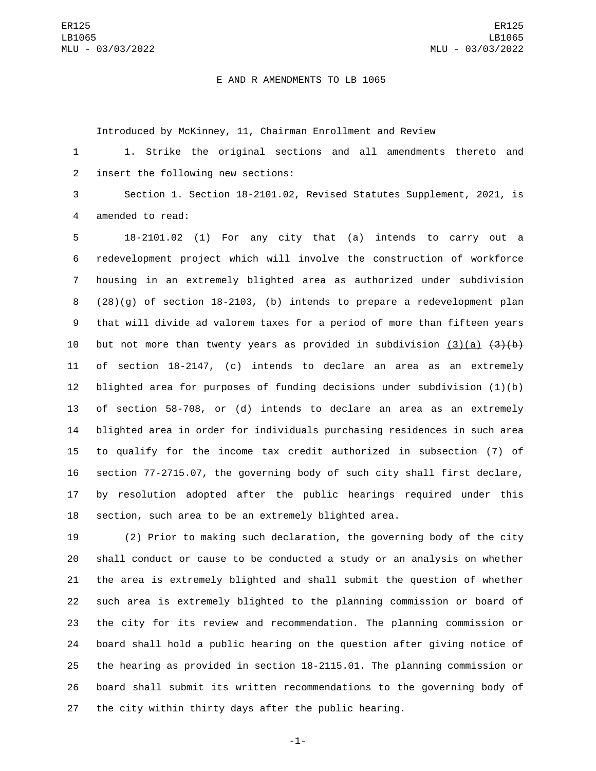E AND R AMENDMENTS TO LB 1065

Introduced by McKinney, 11, Chairman Enrollment and Review

1. Strike the original sections and all amendments thereto and insert the following new sections:

Section 1. Section 18-2101.02, Revised Statutes Supplement, 2021, is amended to read:

18-2101.02 (1) For any city that (a) intends to carry out a redevelopment project which will involve the construction of workforce housing in an extremely blighted area as authorized under subdivision (28)(g) of section 18-2103, (b) intends to prepare a redevelopment plan that will divide ad valorem taxes for a period of more than fifteen years but not more than twenty years as provided in subdivision <u>(3)(a)</u> ~~(3)(b)~~ of section 18-2147, (c) intends to declare an area as an extremely blighted area for purposes of funding decisions under subdivision (1)(b) of section 58-708, or (d) intends to declare an area as an extremely blighted area in order for individuals purchasing residences in such area to qualify for the income tax credit authorized in subsection (7) of section 77-2715.07, the governing body of such city shall first declare, by resolution adopted after the public hearings required under this section, such area to be an extremely blighted area.

(2) Prior to making such declaration, the governing body of the city shall conduct or cause to be conducted a study or an analysis on whether the area is extremely blighted and shall submit the question of whether such area is extremely blighted to the planning commission or board of the city for its review and recommendation. The planning commission or board shall hold a public hearing on the question after giving notice of the hearing as provided in section 18-2115.01. The planning commission or board shall submit its written recommendations to the governing body of the city within thirty days after the public hearing.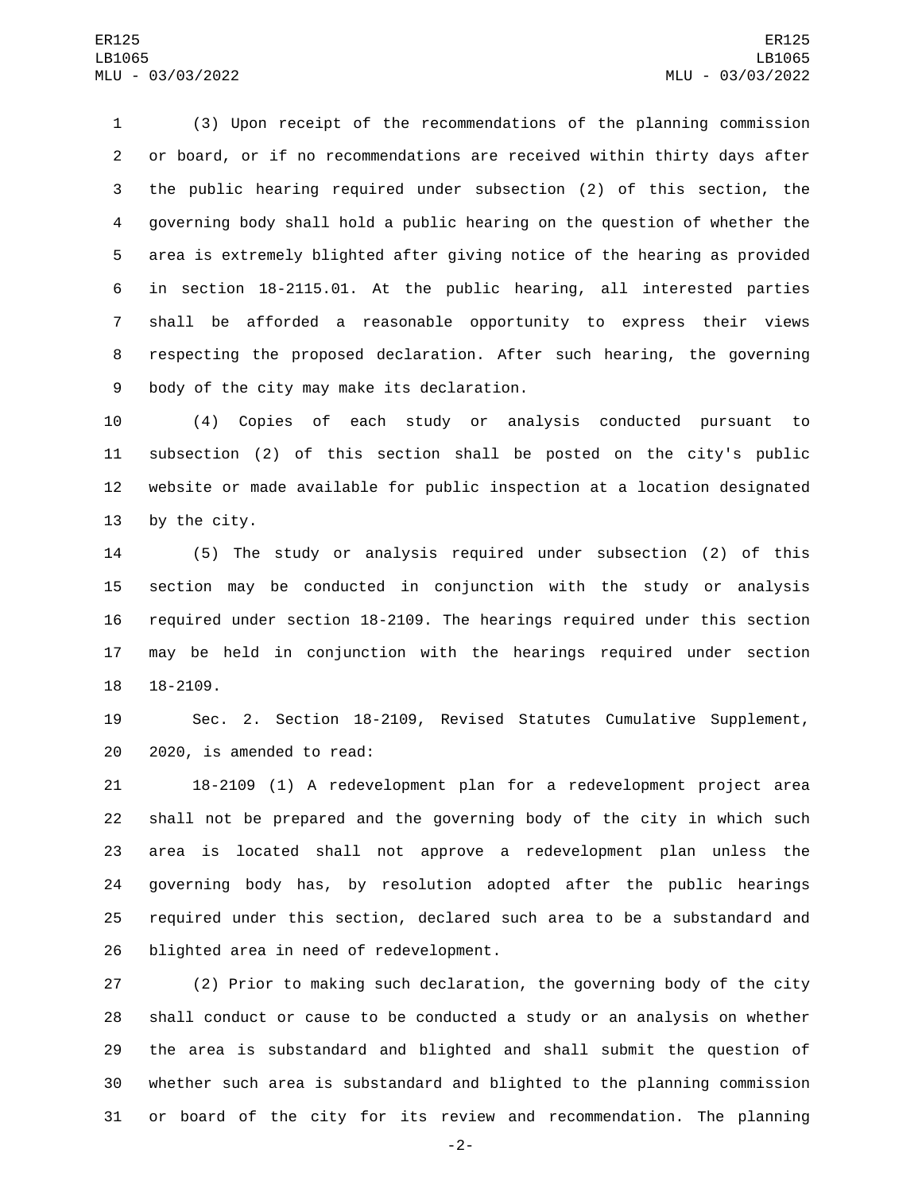(3) Upon receipt of the recommendations of the planning commission or board, or if no recommendations are received within thirty days after the public hearing required under subsection (2) of this section, the governing body shall hold a public hearing on the question of whether the area is extremely blighted after giving notice of the hearing as provided in section 18-2115.01. At the public hearing, all interested parties shall be afforded a reasonable opportunity to express their views respecting the proposed declaration. After such hearing, the governing body of the city may make its declaration.

(4) Copies of each study or analysis conducted pursuant to subsection (2) of this section shall be posted on the city's public website or made available for public inspection at a location designated by the city.

(5) The study or analysis required under subsection (2) of this section may be conducted in conjunction with the study or analysis required under section 18-2109. The hearings required under this section may be held in conjunction with the hearings required under section 18-2109.

Sec. 2. Section 18-2109, Revised Statutes Cumulative Supplement, 2020, is amended to read:

18-2109 (1) A redevelopment plan for a redevelopment project area shall not be prepared and the governing body of the city in which such area is located shall not approve a redevelopment plan unless the governing body has, by resolution adopted after the public hearings required under this section, declared such area to be a substandard and blighted area in need of redevelopment.

(2) Prior to making such declaration, the governing body of the city shall conduct or cause to be conducted a study or an analysis on whether the area is substandard and blighted and shall submit the question of whether such area is substandard and blighted to the planning commission or board of the city for its review and recommendation. The planning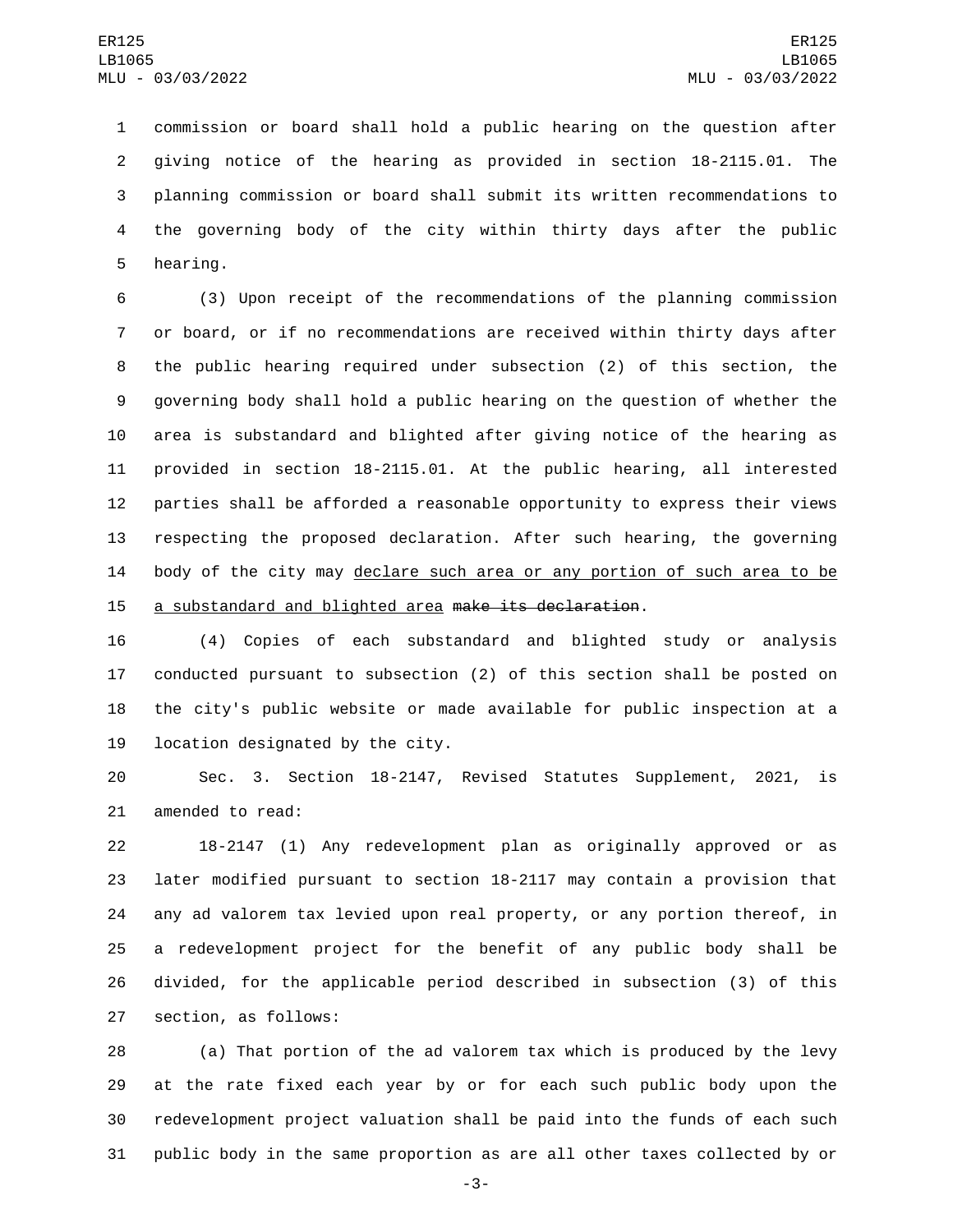commission or board shall hold a public hearing on the question after giving notice of the hearing as provided in section 18-2115.01. The planning commission or board shall submit its written recommendations to the governing body of the city within thirty days after the public hearing.

(3) Upon receipt of the recommendations of the planning commission or board, or if no recommendations are received within thirty days after the public hearing required under subsection (2) of this section, the governing body shall hold a public hearing on the question of whether the area is substandard and blighted after giving notice of the hearing as provided in section 18-2115.01. At the public hearing, all interested parties shall be afforded a reasonable opportunity to express their views respecting the proposed declaration. After such hearing, the governing body of the city may <u>declare such area or any portion of such area to be a substandard and blighted area</u> ~~make its declaration~~.

(4) Copies of each substandard and blighted study or analysis conducted pursuant to subsection (2) of this section shall be posted on the city's public website or made available for public inspection at a location designated by the city.

Sec. 3. Section 18-2147, Revised Statutes Supplement, 2021, is amended to read:

18-2147 (1) Any redevelopment plan as originally approved or as later modified pursuant to section 18-2117 may contain a provision that any ad valorem tax levied upon real property, or any portion thereof, in a redevelopment project for the benefit of any public body shall be divided, for the applicable period described in subsection (3) of this section, as follows:

(a) That portion of the ad valorem tax which is produced by the levy at the rate fixed each year by or for each such public body upon the redevelopment project valuation shall be paid into the funds of each such public body in the same proportion as are all other taxes collected by or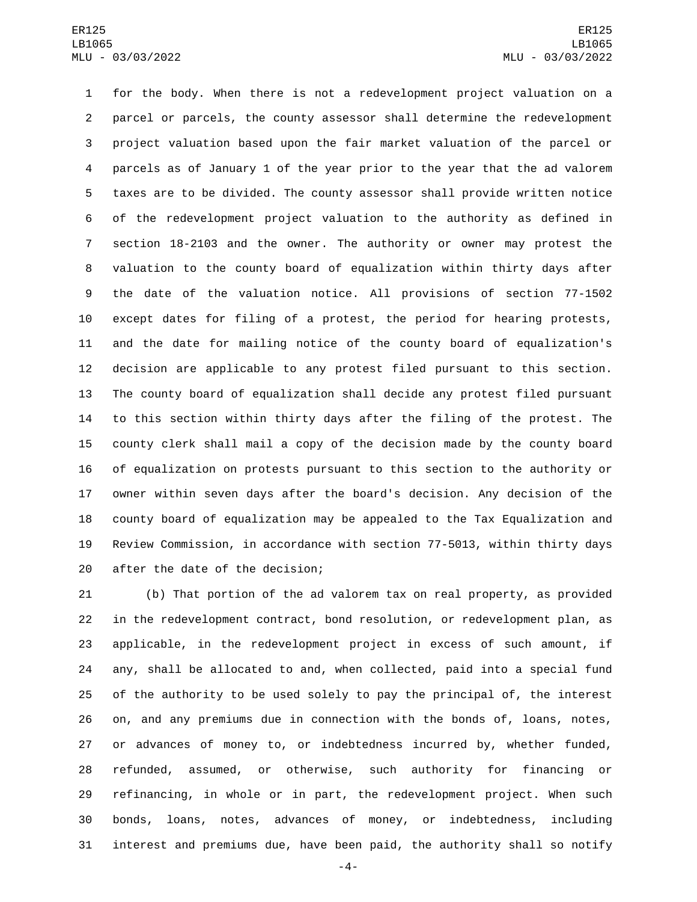for the body. When there is not a redevelopment project valuation on a parcel or parcels, the county assessor shall determine the redevelopment project valuation based upon the fair market valuation of the parcel or parcels as of January 1 of the year prior to the year that the ad valorem taxes are to be divided. The county assessor shall provide written notice of the redevelopment project valuation to the authority as defined in section 18-2103 and the owner. The authority or owner may protest the valuation to the county board of equalization within thirty days after the date of the valuation notice. All provisions of section 77-1502 except dates for filing of a protest, the period for hearing protests, and the date for mailing notice of the county board of equalization's decision are applicable to any protest filed pursuant to this section. The county board of equalization shall decide any protest filed pursuant to this section within thirty days after the filing of the protest. The county clerk shall mail a copy of the decision made by the county board of equalization on protests pursuant to this section to the authority or owner within seven days after the board's decision. Any decision of the county board of equalization may be appealed to the Tax Equalization and Review Commission, in accordance with section 77-5013, within thirty days after the date of the decision;

(b) That portion of the ad valorem tax on real property, as provided in the redevelopment contract, bond resolution, or redevelopment plan, as applicable, in the redevelopment project in excess of such amount, if any, shall be allocated to and, when collected, paid into a special fund of the authority to be used solely to pay the principal of, the interest on, and any premiums due in connection with the bonds of, loans, notes, or advances of money to, or indebtedness incurred by, whether funded, refunded, assumed, or otherwise, such authority for financing or refinancing, in whole or in part, the redevelopment project. When such bonds, loans, notes, advances of money, or indebtedness, including interest and premiums due, have been paid, the authority shall so notify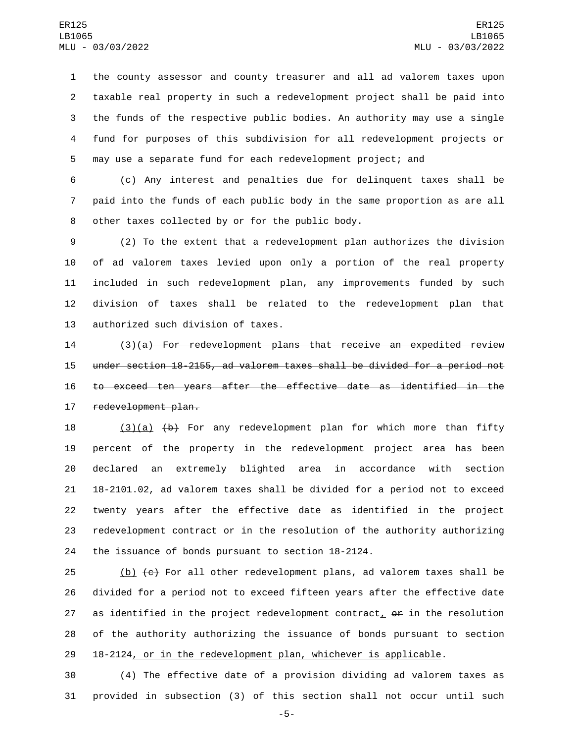the county assessor and county treasurer and all ad valorem taxes upon taxable real property in such a redevelopment project shall be paid into the funds of the respective public bodies. An authority may use a single fund for purposes of this subdivision for all redevelopment projects or may use a separate fund for each redevelopment project; and

(c) Any interest and penalties due for delinquent taxes shall be paid into the funds of each public body in the same proportion as are all other taxes collected by or for the public body.

(2) To the extent that a redevelopment plan authorizes the division of ad valorem taxes levied upon only a portion of the real property included in such redevelopment plan, any improvements funded by such division of taxes shall be related to the redevelopment plan that authorized such division of taxes.

~~(3)(a) For redevelopment plans that receive an expedited review under section 18-2155, ad valorem taxes shall be divided for a period not to exceed ten years after the effective date as identified in the redevelopment plan.~~

(3)(a) ~~(b)~~ For any redevelopment plan for which more than fifty percent of the property in the redevelopment project area has been declared an extremely blighted area in accordance with section 18-2101.02, ad valorem taxes shall be divided for a period not to exceed twenty years after the effective date as identified in the project redevelopment contract or in the resolution of the authority authorizing the issuance of bonds pursuant to section 18-2124.

(b) ~~(c)~~ For all other redevelopment plans, ad valorem taxes shall be divided for a period not to exceed fifteen years after the effective date as identified in the project redevelopment contract, ~~or~~ in the resolution of the authority authorizing the issuance of bonds pursuant to section 18-2124, or in the redevelopment plan, whichever is applicable.

(4) The effective date of a provision dividing ad valorem taxes as provided in subsection (3) of this section shall not occur until such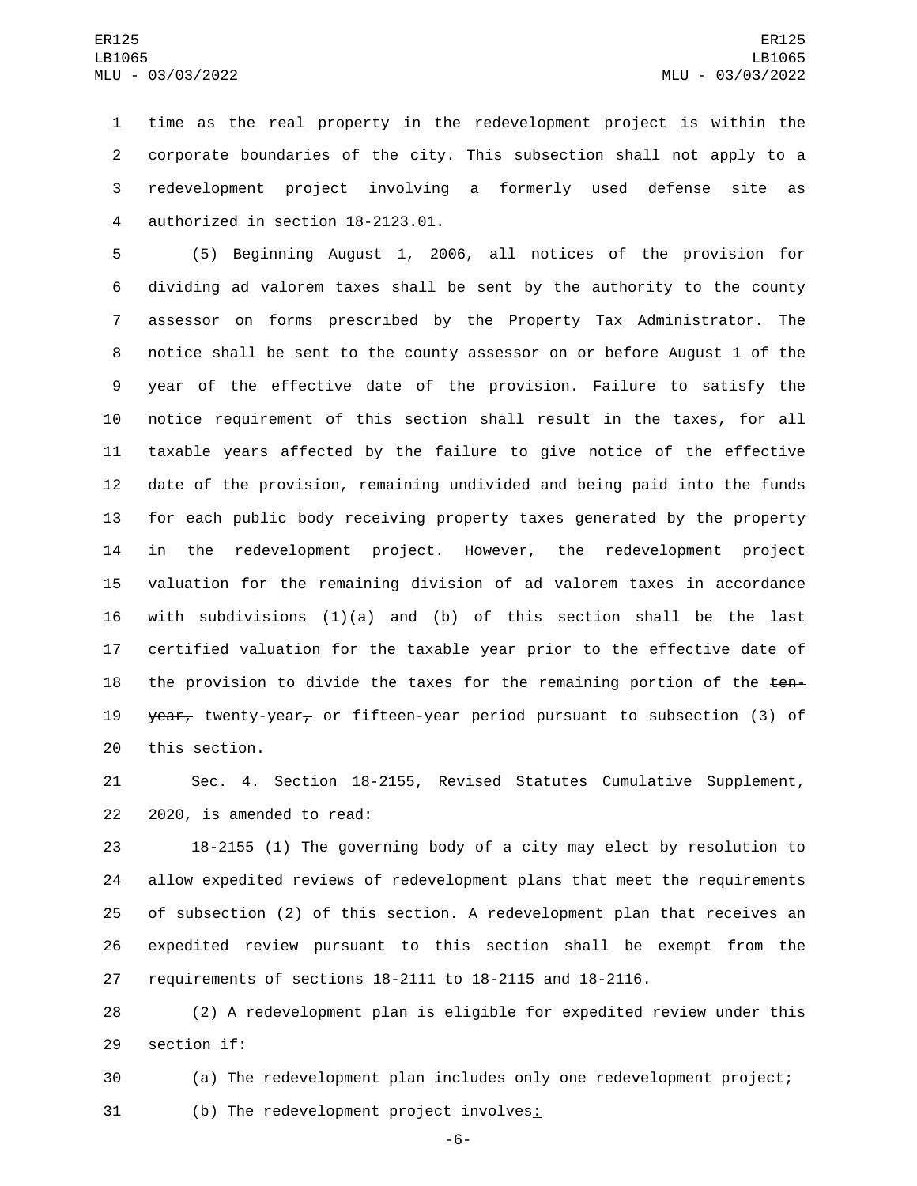time as the real property in the redevelopment project is within the corporate boundaries of the city. This subsection shall not apply to a redevelopment project involving a formerly used defense site as authorized in section 18-2123.01.

(5) Beginning August 1, 2006, all notices of the provision for dividing ad valorem taxes shall be sent by the authority to the county assessor on forms prescribed by the Property Tax Administrator. The notice shall be sent to the county assessor on or before August 1 of the year of the effective date of the provision. Failure to satisfy the notice requirement of this section shall result in the taxes, for all taxable years affected by the failure to give notice of the effective date of the provision, remaining undivided and being paid into the funds for each public body receiving property taxes generated by the property in the redevelopment project. However, the redevelopment project valuation for the remaining division of ad valorem taxes in accordance with subdivisions (1)(a) and (b) of this section shall be the last certified valuation for the taxable year prior to the effective date of the provision to divide the taxes for the remaining portion of the ~~ten-year,~~ twenty-year~~,~~ or fifteen-year period pursuant to subsection (3) of this section.

Sec. 4. Section 18-2155, Revised Statutes Cumulative Supplement, 2020, is amended to read:

18-2155 (1) The governing body of a city may elect by resolution to allow expedited reviews of redevelopment plans that meet the requirements of subsection (2) of this section. A redevelopment plan that receives an expedited review pursuant to this section shall be exempt from the requirements of sections 18-2111 to 18-2115 and 18-2116.

(2) A redevelopment plan is eligible for expedited review under this section if:

(a) The redevelopment plan includes only one redevelopment project;

(b) The redevelopment project involves<u>:</u>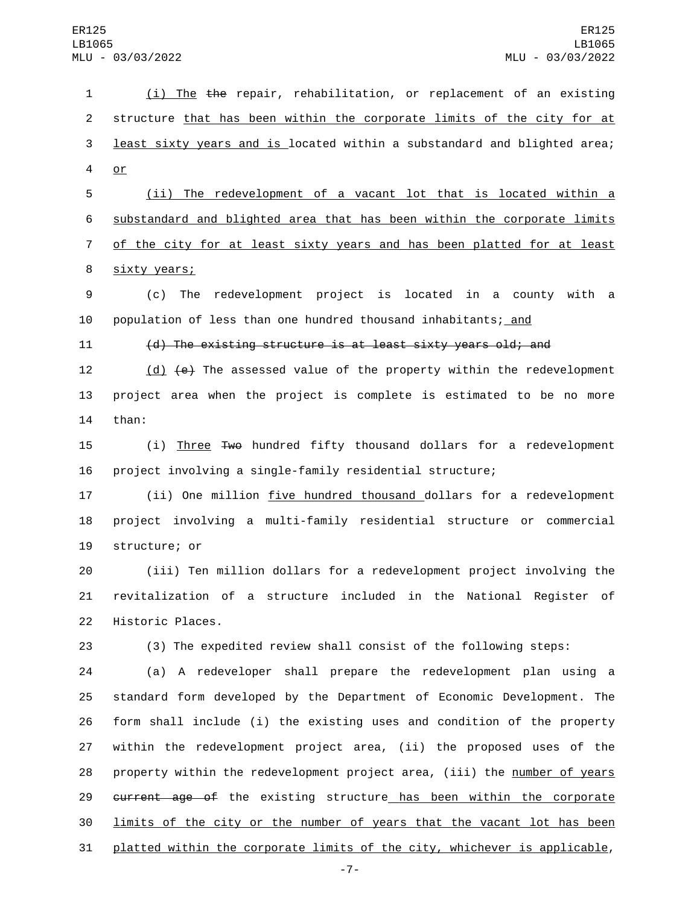(i) The ~~the~~ repair, rehabilitation, or replacement of an existing structure that has been within the corporate limits of the city for at least sixty years and is located within a substandard and blighted area; or

(ii) The redevelopment of a vacant lot that is located within a substandard and blighted area that has been within the corporate limits of the city for at least sixty years and has been platted for at least sixty years;

(c) The redevelopment project is located in a county with a population of less than one hundred thousand inhabitants; and

~~(d) The existing structure is at least sixty years old; and~~

(d) ~~(e)~~ The assessed value of the property within the redevelopment project area when the project is complete is estimated to be no more than:

(i) Three ~~Two~~ hundred fifty thousand dollars for a redevelopment project involving a single-family residential structure;

(ii) One million five hundred thousand dollars for a redevelopment project involving a multi-family residential structure or commercial structure; or

(iii) Ten million dollars for a redevelopment project involving the revitalization of a structure included in the National Register of Historic Places.

(3) The expedited review shall consist of the following steps:

(a) A redeveloper shall prepare the redevelopment plan using a standard form developed by the Department of Economic Development. The form shall include (i) the existing uses and condition of the property within the redevelopment project area, (ii) the proposed uses of the property within the redevelopment project area, (iii) the number of years ~~current age of~~ the existing structure has been within the corporate limits of the city or the number of years that the vacant lot has been platted within the corporate limits of the city, whichever is applicable,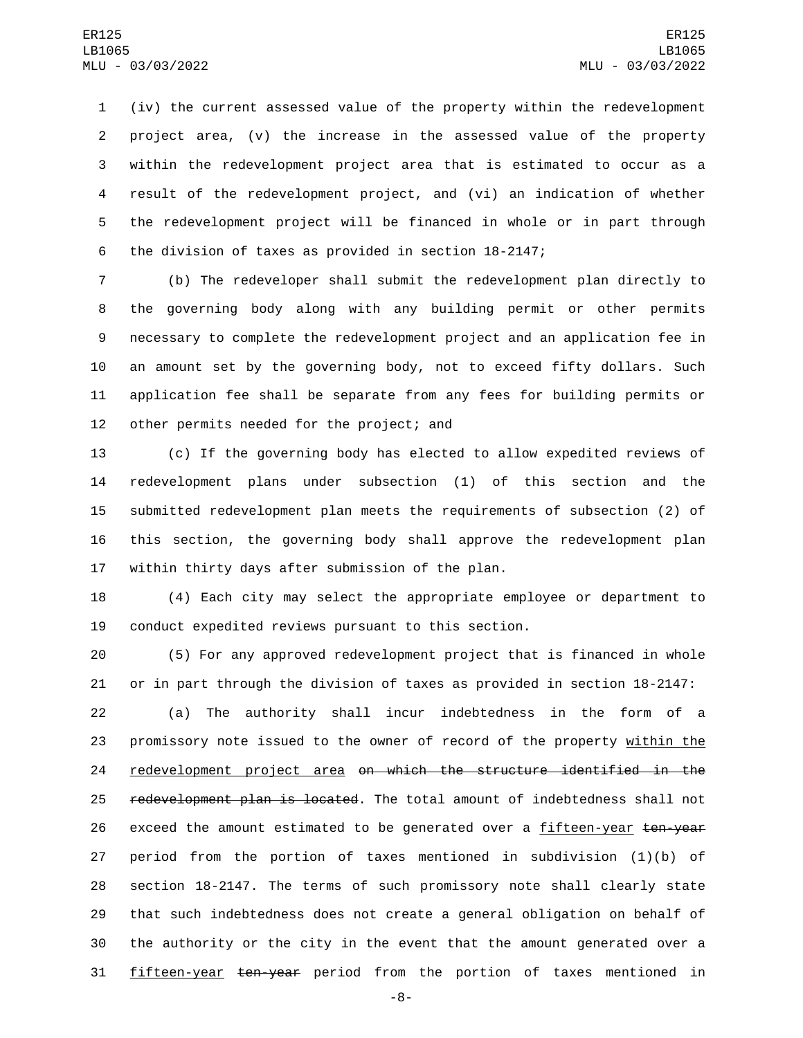(iv) the current assessed value of the property within the redevelopment project area, (v) the increase in the assessed value of the property within the redevelopment project area that is estimated to occur as a result of the redevelopment project, and (vi) an indication of whether the redevelopment project will be financed in whole or in part through the division of taxes as provided in section 18-2147;

(b) The redeveloper shall submit the redevelopment plan directly to the governing body along with any building permit or other permits necessary to complete the redevelopment project and an application fee in an amount set by the governing body, not to exceed fifty dollars. Such application fee shall be separate from any fees for building permits or other permits needed for the project; and

(c) If the governing body has elected to allow expedited reviews of redevelopment plans under subsection (1) of this section and the submitted redevelopment plan meets the requirements of subsection (2) of this section, the governing body shall approve the redevelopment plan within thirty days after submission of the plan.

(4) Each city may select the appropriate employee or department to conduct expedited reviews pursuant to this section.

(5) For any approved redevelopment project that is financed in whole or in part through the division of taxes as provided in section 18-2147:

(a) The authority shall incur indebtedness in the form of a promissory note issued to the owner of record of the property <u>within the redevelopment project area</u> ~~on which the structure identified in the redevelopment plan is located~~. The total amount of indebtedness shall not exceed the amount estimated to be generated over a <u>fifteen-year</u> ~~ten-year~~ period from the portion of taxes mentioned in subdivision (1)(b) of section 18-2147. The terms of such promissory note shall clearly state that such indebtedness does not create a general obligation on behalf of the authority or the city in the event that the amount generated over a <u>fifteen-year</u> ~~ten-year~~ period from the portion of taxes mentioned in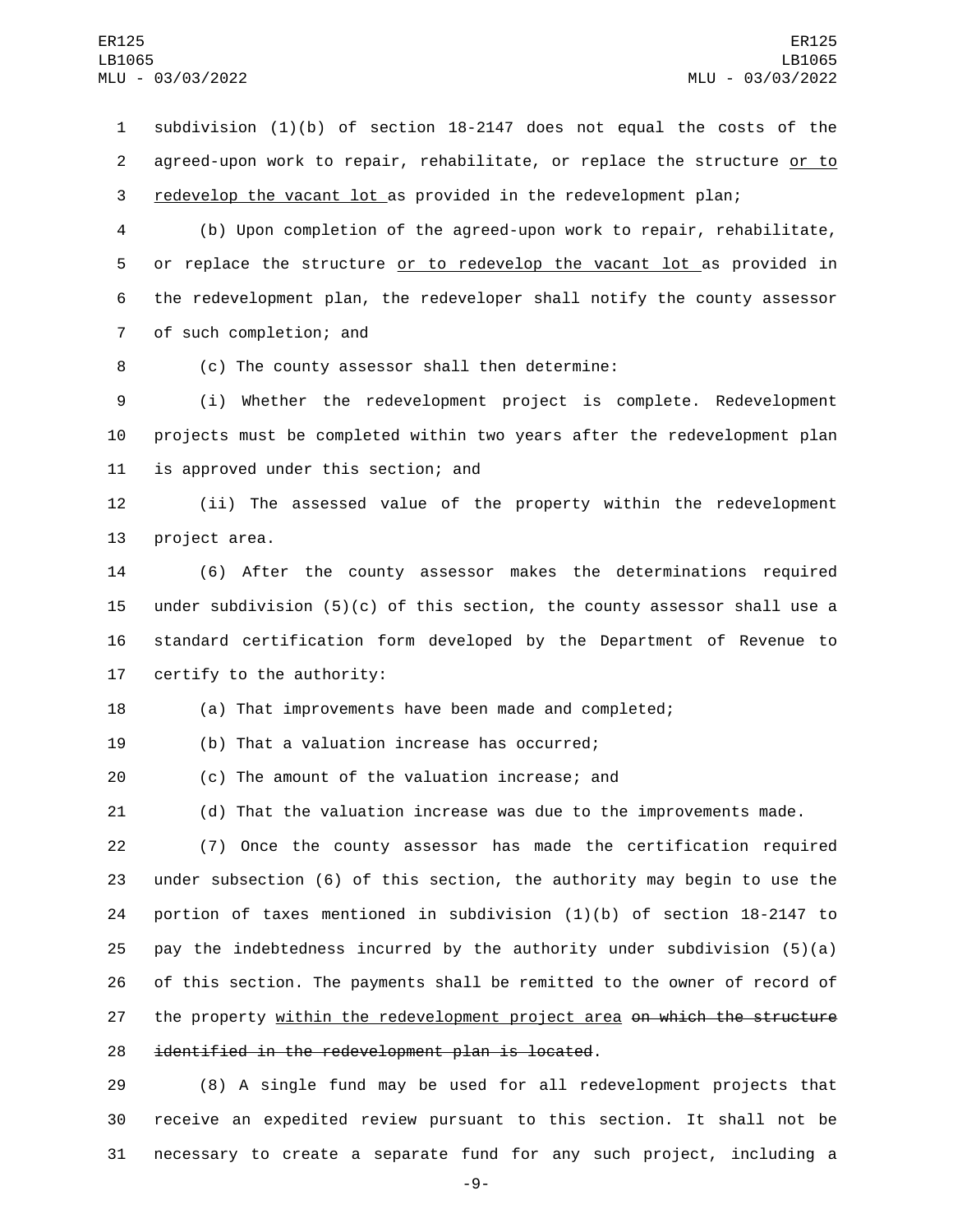subdivision (1)(b) of section 18-2147 does not equal the costs of the agreed-upon work to repair, rehabilitate, or replace the structure or to redevelop the vacant lot as provided in the redevelopment plan;

(b) Upon completion of the agreed-upon work to repair, rehabilitate, or replace the structure or to redevelop the vacant lot as provided in the redevelopment plan, the redeveloper shall notify the county assessor of such completion; and

(c) The county assessor shall then determine:

(i) Whether the redevelopment project is complete. Redevelopment projects must be completed within two years after the redevelopment plan is approved under this section; and

(ii) The assessed value of the property within the redevelopment project area.

(6) After the county assessor makes the determinations required under subdivision (5)(c) of this section, the county assessor shall use a standard certification form developed by the Department of Revenue to certify to the authority:

(a) That improvements have been made and completed;

(b) That a valuation increase has occurred;

(c) The amount of the valuation increase; and

(d) That the valuation increase was due to the improvements made.

(7) Once the county assessor has made the certification required under subsection (6) of this section, the authority may begin to use the portion of taxes mentioned in subdivision (1)(b) of section 18-2147 to pay the indebtedness incurred by the authority under subdivision (5)(a) of this section. The payments shall be remitted to the owner of record of the property within the redevelopment project area ~~on which the structure identified in the redevelopment plan is located~~.

(8) A single fund may be used for all redevelopment projects that receive an expedited review pursuant to this section. It shall not be necessary to create a separate fund for any such project, including a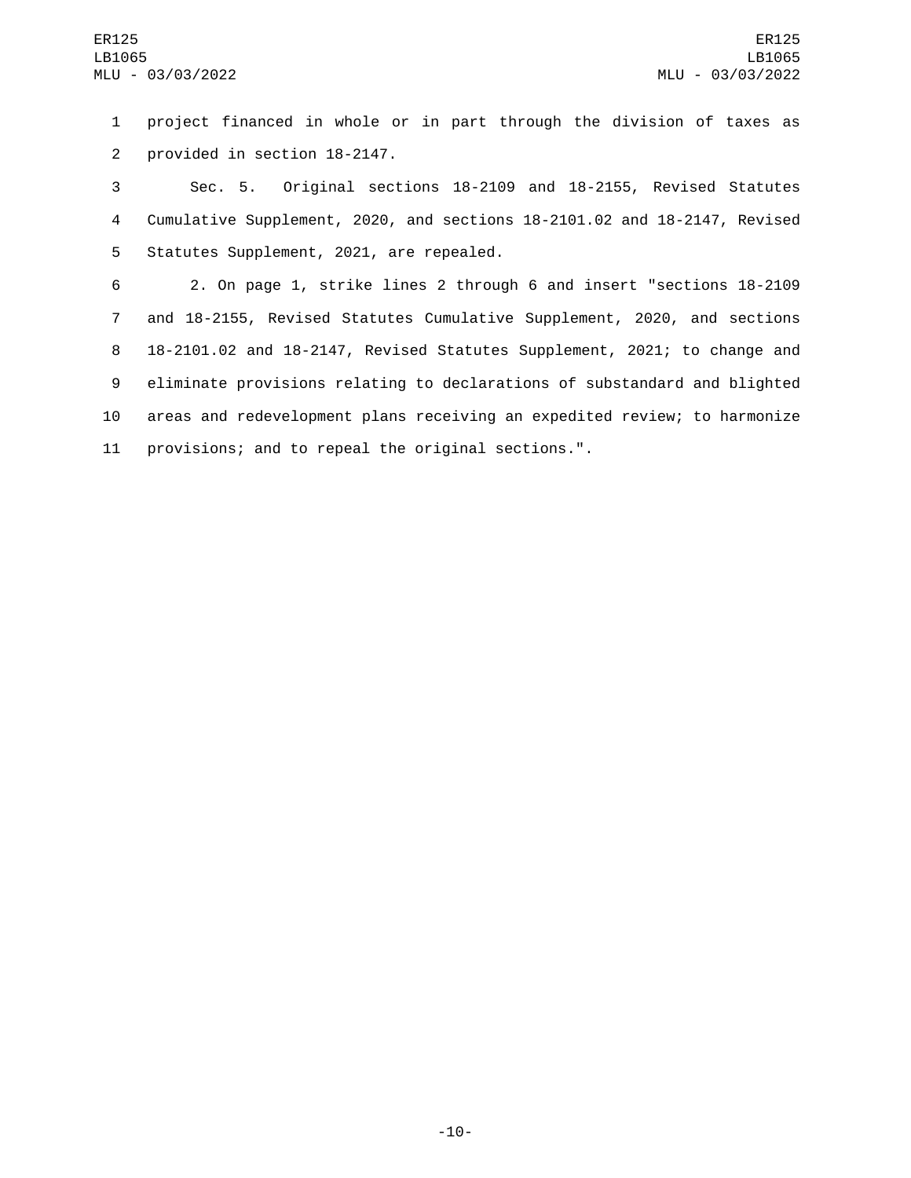project financed in whole or in part through the division of taxes as provided in section 18-2147.

Sec. 5. Original sections 18-2109 and 18-2155, Revised Statutes Cumulative Supplement, 2020, and sections 18-2101.02 and 18-2147, Revised Statutes Supplement, 2021, are repealed.

2. On page 1, strike lines 2 through 6 and insert "sections 18-2109 and 18-2155, Revised Statutes Cumulative Supplement, 2020, and sections 18-2101.02 and 18-2147, Revised Statutes Supplement, 2021; to change and eliminate provisions relating to declarations of substandard and blighted areas and redevelopment plans receiving an expedited review; to harmonize provisions; and to repeal the original sections.".